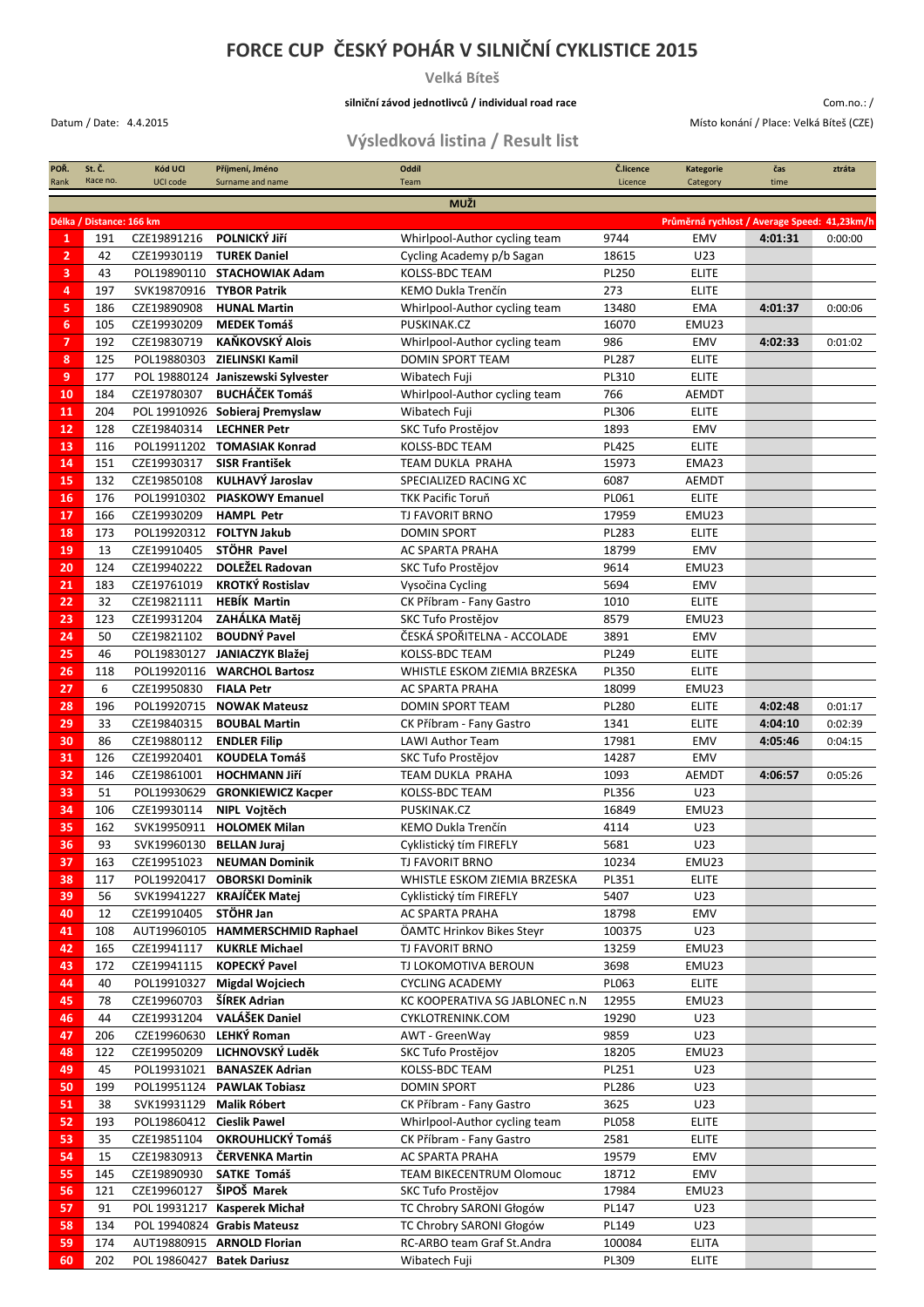# FORCE CUP ČESKÝ POHÁR V SILNIČNÍ CYKLISTICE 2015

**Velká Bíteš**

**silniční závod jednotlivců / individual road race**

Com.no.: /

Datum / Date: 4.4.2015

Místo konání / Place: Velká Bíteš (CZE)

## Výsledková listina / Result list

| POŘ. Rank | St. Č. Race no. | Kód UCI UCI code | Příjmení, Jméno Surname and name | Oddíl Team | Č.licence Licence | Kategorie Category | čas time | ztráta |
|---|---|---|---|---|---|---|---|---|
| | | | | **MUŽI** | | | | |
| Délka / Distance: 166 km | | | | | | Průměrná rychlost / Average Speed: 41,23km/h | | |
| 1 | 191 | CZE19891216 | **POLNICKÝ Jiří** | Whirlpool-Author cycling team | 9744 | EMV | **4:01:31** | 0:00:00 |
| 2 | 42 | CZE19930119 | **TUREK Daniel** | Cycling Academy p/b Sagan | 18615 | U23 | | |
| 3 | 43 | POL19890110 | **STACHOWIAK Adam** | KOLSS-BDC TEAM | PL250 | ELITE | | |
| 4 | 197 | SVK19870916 | **TYBOR Patrik** | KEMO Dukla Trenčín | 273 | ELITE | | |
| 5 | 186 | CZE19890908 | **HUNAL Martin** | Whirlpool-Author cycling team | 13480 | EMA | **4:01:37** | 0:00:06 |
| 6 | 105 | CZE19930209 | **MEDEK Tomáš** | PUSKINAK.CZ | 16070 | EMU23 | | |
| 7 | 192 | CZE19830719 | **KAŇKOVSKÝ Alois** | Whirlpool-Author cycling team | 986 | EMV | **4:02:33** | 0:01:02 |
| 8 | 125 | POL19880303 | **ZIELINSKI Kamil** | DOMIN SPORT TEAM | PL287 | ELITE | | |
| 9 | 177 | POL 19880124 | **Janiszewski Sylvester** | Wibatech Fuji | PL310 | ELITE | | |
| 10 | 184 | CZE19780307 | **BUCHÁČEK Tomáš** | Whirlpool-Author cycling team | 766 | AEMDT | | |
| 11 | 204 | POL 19910926 | **Sobieraj Premyslaw** | Wibatech Fuji | PL306 | ELITE | | |
| 12 | 128 | CZE19840314 | **LECHNER Petr** | SKC Tufo Prostějov | 1893 | EMV | | |
| 13 | 116 | POL19911202 | **TOMASIAK Konrad** | KOLSS-BDC TEAM | PL425 | ELITE | | |
| 14 | 151 | CZE19930317 | **SISR František** | TEAM DUKLA PRAHA | 15973 | EMA23 | | |
| 15 | 132 | CZE19850108 | **KULHAVÝ Jaroslav** | SPECIALIZED RACING XC | 6087 | AEMDT | | |
| 16 | 176 | POL19910302 | **PIASKOWY Emanuel** | TKK Pacific Toruň | PL061 | ELITE | | |
| 17 | 166 | CZE19930209 | **HAMPL Petr** | TJ FAVORIT BRNO | 17959 | EMU23 | | |
| 18 | 173 | POL19920312 | **FOLTYN Jakub** | DOMIN SPORT | PL283 | ELITE | | |
| 19 | 13 | CZE19910405 | **STÖHR Pavel** | AC SPARTA PRAHA | 18799 | EMV | | |
| 20 | 124 | CZE19940222 | **DOLEŽEL Radovan** | SKC Tufo Prostějov | 9614 | EMU23 | | |
| 21 | 183 | CZE19761019 | **KROTKÝ Rostislav** | Vysočina Cycling | 5694 | EMV | | |
| 22 | 32 | CZE19821111 | **HEBÍK Martin** | CK Příbram - Fany Gastro | 1010 | ELITE | | |
| 23 | 123 | CZE19931204 | **ZAHÁLKA Matěj** | SKC Tufo Prostějov | 8579 | EMU23 | | |
| 24 | 50 | CZE19821102 | **BOUDNÝ Pavel** | ČESKÁ SPOŘITELNA - ACCOLADE | 3891 | EMV | | |
| 25 | 46 | POL19830127 | **JANIACZYK Blažej** | KOLSS-BDC TEAM | PL249 | ELITE | | |
| 26 | 118 | POL19920116 | **WARCHOL Bartosz** | WHISTLE ESKOM ZIEMIA BRZESKA | PL350 | ELITE | | |
| 27 | 6 | CZE19950830 | **FIALA Petr** | AC SPARTA PRAHA | 18099 | EMU23 | | |
| 28 | 196 | POL19920715 | **NOWAK Mateusz** | DOMIN SPORT TEAM | PL280 | ELITE | **4:02:48** | 0:01:17 |
| 29 | 33 | CZE19840315 | **BOUBAL Martin** | CK Příbram - Fany Gastro | 1341 | ELITE | **4:04:10** | 0:02:39 |
| 30 | 86 | CZE19880112 | **ENDLER Filip** | LAWI Author Team | 17981 | EMV | **4:05:46** | 0:04:15 |
| 31 | 126 | CZE19920401 | **KOUDELA Tomáš** | SKC Tufo Prostějov | 14287 | EMV | | |
| 32 | 146 | CZE19861001 | **HOCHMANN Jiří** | TEAM DUKLA PRAHA | 1093 | AEMDT | **4:06:57** | 0:05:26 |
| 33 | 51 | POL19930629 | **GRONKIEWICZ Kacper** | KOLSS-BDC TEAM | PL356 | U23 | | |
| 34 | 106 | CZE19930114 | **NIPL Vojtěch** | PUSKINAK.CZ | 16849 | EMU23 | | |
| 35 | 162 | SVK19950911 | **HOLOMEK Milan** | KEMO Dukla Trenčín | 4114 | U23 | | |
| 36 | 93 | SVK19960130 | **BELLAN Juraj** | Cyklistický tím FIREFLY | 5681 | U23 | | |
| 37 | 163 | CZE19951023 | **NEUMAN Dominik** | TJ FAVORIT BRNO | 10234 | EMU23 | | |
| 38 | 117 | POL19920417 | **OBORSKI Dominik** | WHISTLE ESKOM ZIEMIA BRZESKA | PL351 | ELITE | | |
| 39 | 56 | SVK19941227 | **KRAJÍČEK Matej** | Cyklistický tím FIREFLY | 5407 | U23 | | |
| 40 | 12 | CZE19910405 | **STÖHR Jan** | AC SPARTA PRAHA | 18798 | EMV | | |
| 41 | 108 | AUT19960105 | **HAMMERSCHMID Raphael** | ÖAMTC Hrinkov Bikes Steyr | 100375 | U23 | | |
| 42 | 165 | CZE19941117 | **KUKRLE Michael** | TJ FAVORIT BRNO | 13259 | EMU23 | | |
| 43 | 172 | CZE19941115 | **KOPECKÝ Pavel** | TJ LOKOMOTIVA BEROUN | 3698 | EMU23 | | |
| 44 | 40 | POL19910327 | **Migdal Wojciech** | CYCLING ACADEMY | PL063 | ELITE | | |
| 45 | 78 | CZE19960703 | **ŠÍREK Adrian** | KC KOOPERATIVA SG JABLONEC n.N | 12955 | EMU23 | | |
| 46 | 44 | CZE19931204 | **VALÁŠEK Daniel** | CYKLOTRENINK.COM | 19290 | U23 | | |
| 47 | 206 | CZE19960630 | **LEHKÝ Roman** | AWT - GreenWay | 9859 | U23 | | |
| 48 | 122 | CZE19950209 | **LICHNOVSKÝ Luděk** | SKC Tufo Prostějov | 18205 | EMU23 | | |
| 49 | 45 | POL19931021 | **BANASZEK Adrian** | KOLSS-BDC TEAM | PL251 | U23 | | |
| 50 | 199 | POL19951124 | **PAWLAK Tobiasz** | DOMIN SPORT | PL286 | U23 | | |
| 51 | 38 | SVK19931129 | **Malik Róbert** | CK Příbram - Fany Gastro | 3625 | U23 | | |
| 52 | 193 | POL19860412 | **Cieslik Pawel** | Whirlpool-Author cycling team | PL058 | ELITE | | |
| 53 | 35 | CZE19851104 | **OKROUHLICKÝ Tomáš** | CK Příbram - Fany Gastro | 2581 | ELITE | | |
| 54 | 15 | CZE19830913 | **ČERVENKA Martin** | AC SPARTA PRAHA | 19579 | EMV | | |
| 55 | 145 | CZE19890930 | **SATKE Tomáš** | TEAM BIKECENTRUM Olomouc | 18712 | EMV | | |
| 56 | 121 | CZE19960127 | **ŠIPOŠ Marek** | SKC Tufo Prostějov | 17984 | EMU23 | | |
| 57 | 91 | POL 19931217 | **Kasperek Michał** | TC Chrobry SARONI Głogów | PL147 | U23 | | |
| 58 | 134 | POL 19940824 | **Grabis Mateusz** | TC Chrobry SARONI Głogów | PL149 | U23 | | |
| 59 | 174 | AUT19880915 | **ARNOLD Florian** | RC-ARBO team Graf St.Andra | 100084 | ELITA | | |
| 60 | 202 | POL 19860427 | **Batek Dariusz** | Wibatech Fuji | PL309 | ELITE | | |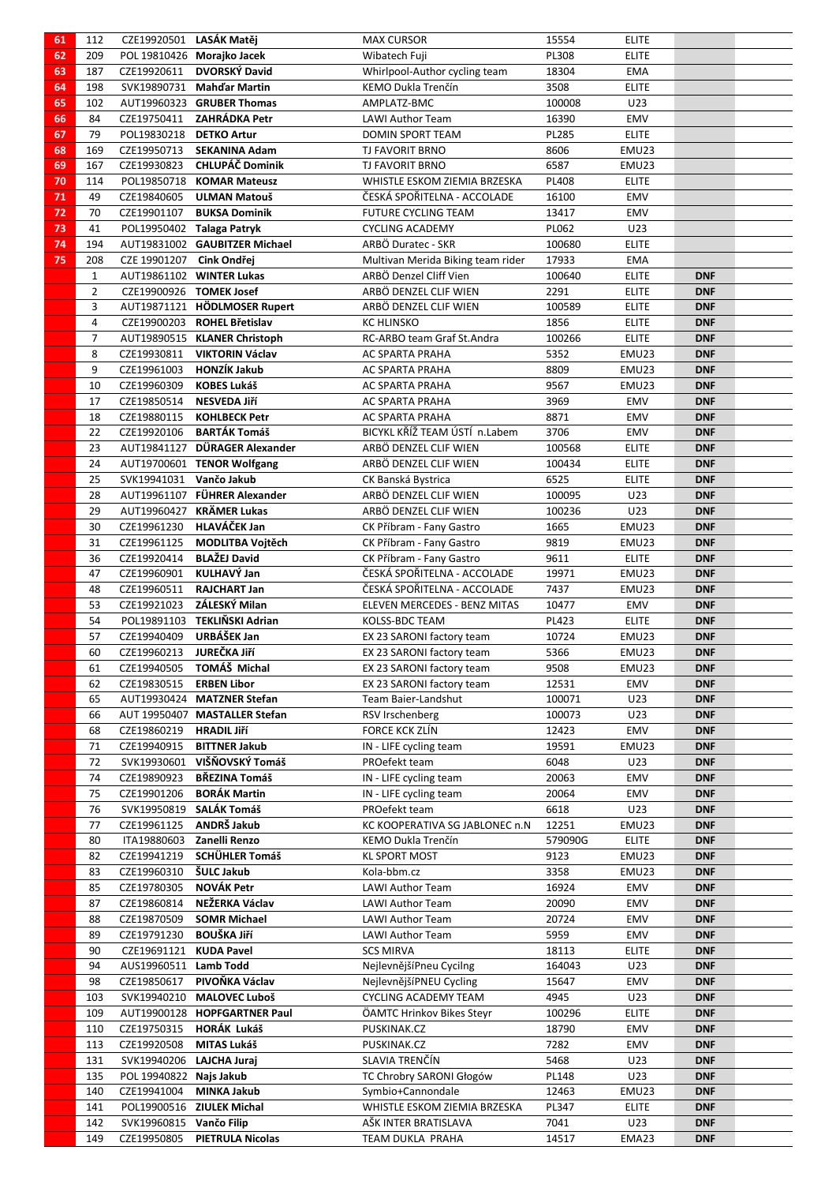| | | | | | | | |
|---|---|---|---|---|---|---|---|
| 61 | 112 | CZE19920501 | **LASÁK Matěj** | MAX CURSOR | 15554 | ELITE | |
| 62 | 209 | POL 19810426 | **Morajko Jacek** | Wibatech Fuji | PL308 | ELITE | |
| 63 | 187 | CZE19920611 | **DVORSKÝ David** | Whirlpool-Author cycling team | 18304 | EMA | |
| 64 | 198 | SVK19890731 | **Mahďar Martin** | KEMO Dukla Trenčín | 3508 | ELITE | |
| 65 | 102 | AUT19960323 | **GRUBER Thomas** | AMPLATZ-BMC | 100008 | U23 | |
| 66 | 84 | CZE19750411 | **ZAHRÁDKA Petr** | LAWI Author Team | 16390 | EMV | |
| 67 | 79 | POL19830218 | **DETKO Artur** | DOMIN SPORT TEAM | PL285 | ELITE | |
| 68 | 169 | CZE19950713 | **SEKANINA Adam** | TJ FAVORIT BRNO | 8606 | EMU23 | |
| 69 | 167 | CZE19930823 | **CHLUPÁČ Dominik** | TJ FAVORIT BRNO | 6587 | EMU23 | |
| 70 | 114 | POL19850718 | **KOMAR Mateusz** | WHISTLE ESKOM ZIEMIA BRZESKA | PL408 | ELITE | |
| 71 | 49 | CZE19840605 | **ULMAN Matouš** | ČESKÁ SPOŘITELNA - ACCOLADE | 16100 | EMV | |
| 72 | 70 | CZE19901107 | **BUKSA Dominik** | FUTURE CYCLING TEAM | 13417 | EMV | |
| 73 | 41 | POL19950402 | **Talaga Patryk** | CYCLING ACADEMY | PL062 | U23 | |
| 74 | 194 | AUT19831002 | **GAUBITZER Michael** | ARBÖ Duratec - SKR | 100680 | ELITE | |
| 75 | 208 | CZE 19901207 | **Cink Ondřej** | Multivan Merida Biking team rider | 17933 | EMA | |
| | 1 | AUT19861102 | **WINTER Lukas** | ARBÖ Denzel Cliff Vien | 100640 | ELITE | **DNF** |
| | 2 | CZE19900926 | **TOMEK Josef** | ARBÖ DENZEL CLIF WIEN | 2291 | ELITE | **DNF** |
| | 3 | AUT19871121 | **HÖDLMOSER Rupert** | ARBÖ DENZEL CLIF WIEN | 100589 | ELITE | **DNF** |
| | 4 | CZE19900203 | **ROHEL Břetislav** | KC HLINSKO | 1856 | ELITE | **DNF** |
| | 7 | AUT19890515 | **KLANER Christoph** | RC-ARBO team Graf St.Andra | 100266 | ELITE | **DNF** |
| | 8 | CZE19930811 | **VIKTORIN Václav** | AC SPARTA PRAHA | 5352 | EMU23 | **DNF** |
| | 9 | CZE19961003 | **HONZÍK Jakub** | AC SPARTA PRAHA | 8809 | EMU23 | **DNF** |
| | 10 | CZE19960309 | **KOBES Lukáš** | AC SPARTA PRAHA | 9567 | EMU23 | **DNF** |
| | 17 | CZE19850514 | **NESVEDA Jiří** | AC SPARTA PRAHA | 3969 | EMV | **DNF** |
| | 18 | CZE19880115 | **KOHLBECK Petr** | AC SPARTA PRAHA | 8871 | EMV | **DNF** |
| | 22 | CZE19920106 | **BARTÁK Tomáš** | BICYKL KŘÍŽ TEAM ÚSTÍ n.Labem | 3706 | EMV | **DNF** |
| | 23 | AUT19841127 | **DÜRAGER Alexander** | ARBÖ DENZEL CLIF WIEN | 100568 | ELITE | **DNF** |
| | 24 | AUT19700601 | **TENOR Wolfgang** | ARBÖ DENZEL CLIF WIEN | 100434 | ELITE | **DNF** |
| | 25 | SVK19941031 | **Vančo Jakub** | CK Banská Bystrica | 6525 | ELITE | **DNF** |
| | 28 | AUT19961107 | **FÜHRER Alexander** | ARBÖ DENZEL CLIF WIEN | 100095 | U23 | **DNF** |
| | 29 | AUT19960427 | **KRÄMER Lukas** | ARBÖ DENZEL CLIF WIEN | 100236 | U23 | **DNF** |
| | 30 | CZE19961230 | **HLAVÁČEK Jan** | CK Příbram - Fany Gastro | 1665 | EMU23 | **DNF** |
| | 31 | CZE19961125 | **MODLITBA Vojtěch** | CK Příbram - Fany Gastro | 9819 | EMU23 | **DNF** |
| | 36 | CZE19920414 | **BLAŽEJ David** | CK Příbram - Fany Gastro | 9611 | ELITE | **DNF** |
| | 47 | CZE19960901 | **KULHAVÝ Jan** | ČESKÁ SPOŘITELNA - ACCOLADE | 19971 | EMU23 | **DNF** |
| | 48 | CZE19960511 | **RAJCHART Jan** | ČESKÁ SPOŘITELNA - ACCOLADE | 7437 | EMU23 | **DNF** |
| | 53 | CZE19921023 | **ZÁLESKÝ Milan** | ELEVEN MERCEDES - BENZ MITAS | 10477 | EMV | **DNF** |
| | 54 | POL19891103 | **TEKLIŃSKI Adrian** | KOLSS-BDC TEAM | PL423 | ELITE | **DNF** |
| | 57 | CZE19940409 | **URBÁŠEK Jan** | EX 23 SARONI factory team | 10724 | EMU23 | **DNF** |
| | 60 | CZE19960213 | **JUREČKA Jiří** | EX 23 SARONI factory team | 5366 | EMU23 | **DNF** |
| | 61 | CZE19940505 | **TOMÁŠ Michal** | EX 23 SARONI factory team | 9508 | EMU23 | **DNF** |
| | 62 | CZE19830515 | **ERBEN Libor** | EX 23 SARONI factory team | 12531 | EMV | **DNF** |
| | 65 | AUT19930424 | **MATZNER Stefan** | Team Baier-Landshut | 100071 | U23 | **DNF** |
| | 66 | AUT 19950407 | **MASTALLER Stefan** | RSV Irschenberg | 100073 | U23 | **DNF** |
| | 68 | CZE19860219 | **HRADIL Jiří** | FORCE KCK ZLÍN | 12423 | EMV | **DNF** |
| | 71 | CZE19940915 | **BITTNER Jakub** | IN - LIFE cycling team | 19591 | EMU23 | **DNF** |
| | 72 | SVK19930601 | **VIŠŇOVSKÝ Tomáš** | PROefekt team | 6048 | U23 | **DNF** |
| | 74 | CZE19890923 | **BŘEZINA Tomáš** | IN - LIFE cycling team | 20063 | EMV | **DNF** |
| | 75 | CZE19901206 | **BORÁK Martin** | IN - LIFE cycling team | 20064 | EMV | **DNF** |
| | 76 | SVK19950819 | **SALÁK Tomáš** | PROefekt team | 6618 | U23 | **DNF** |
| | 77 | CZE19961125 | **ANDRŠ Jakub** | KC KOOPERATIVA SG JABLONEC n.N | 12251 | EMU23 | **DNF** |
| | 80 | ITA19880603 | **Zanelli Renzo** | KEMO Dukla Trenčín | 579090G | ELITE | **DNF** |
| | 82 | CZE19941219 | **SCHÜHLER Tomáš** | KL SPORT MOST | 9123 | EMU23 | **DNF** |
| | 83 | CZE19960310 | **ŠULC Jakub** | Kola-bbm.cz | 3358 | EMU23 | **DNF** |
| | 85 | CZE19780305 | **NOVÁK Petr** | LAWI Author Team | 16924 | EMV | **DNF** |
| | 87 | CZE19860814 | **NEŽERKA Václav** | LAWI Author Team | 20090 | EMV | **DNF** |
| | 88 | CZE19870509 | **SOMR Michael** | LAWI Author Team | 20724 | EMV | **DNF** |
| | 89 | CZE19791230 | **BOUŠKA Jiří** | LAWI Author Team | 5959 | EMV | **DNF** |
| | 90 | CZE19691121 | **KUDA Pavel** | SCS MIRVA | 18113 | ELITE | **DNF** |
| | 94 | AUS19960511 | **Lamb Todd** | NejlevnějšíPneu Cycilng | 164043 | U23 | **DNF** |
| | 98 | CZE19850617 | **PIVOŇKA Václav** | NejlevnějšíPNEU Cycling | 15647 | EMV | **DNF** |
| | 103 | SVK19940210 | **MALOVEC Luboš** | CYCLING ACADEMY TEAM | 4945 | U23 | **DNF** |
| | 109 | AUT19900128 | **HOPFGARTNER Paul** | ÖAMTC Hrinkov Bikes Steyr | 100296 | ELITE | **DNF** |
| | 110 | CZE19750315 | **HORÁK Lukáš** | PUSKINAK.CZ | 18790 | EMV | **DNF** |
| | 113 | CZE19920508 | **MITAS Lukáš** | PUSKINAK.CZ | 7282 | EMV | **DNF** |
| | 131 | SVK19940206 | **LAJCHA Juraj** | SLAVIA TRENČÍN | 5468 | U23 | **DNF** |
| | 135 | POL 19940822 | **Najs Jakub** | TC Chrobry SARONI Głogów | PL148 | U23 | **DNF** |
| | 140 | CZE19941004 | **MINKA Jakub** | Symbio+Cannondale | 12463 | EMU23 | **DNF** |
| | 141 | POL19900516 | **ZIULEK Michal** | WHISTLE ESKOM ZIEMIA BRZESKA | PL347 | ELITE | **DNF** |
| | 142 | SVK19960815 | **Vančo Filip** | AŠK INTER BRATISLAVA | 7041 | U23 | **DNF** |
| | 149 | CZE19950805 | **PIETRULA Nicolas** | TEAM DUKLA PRAHA | 14517 | EMA23 | **DNF** |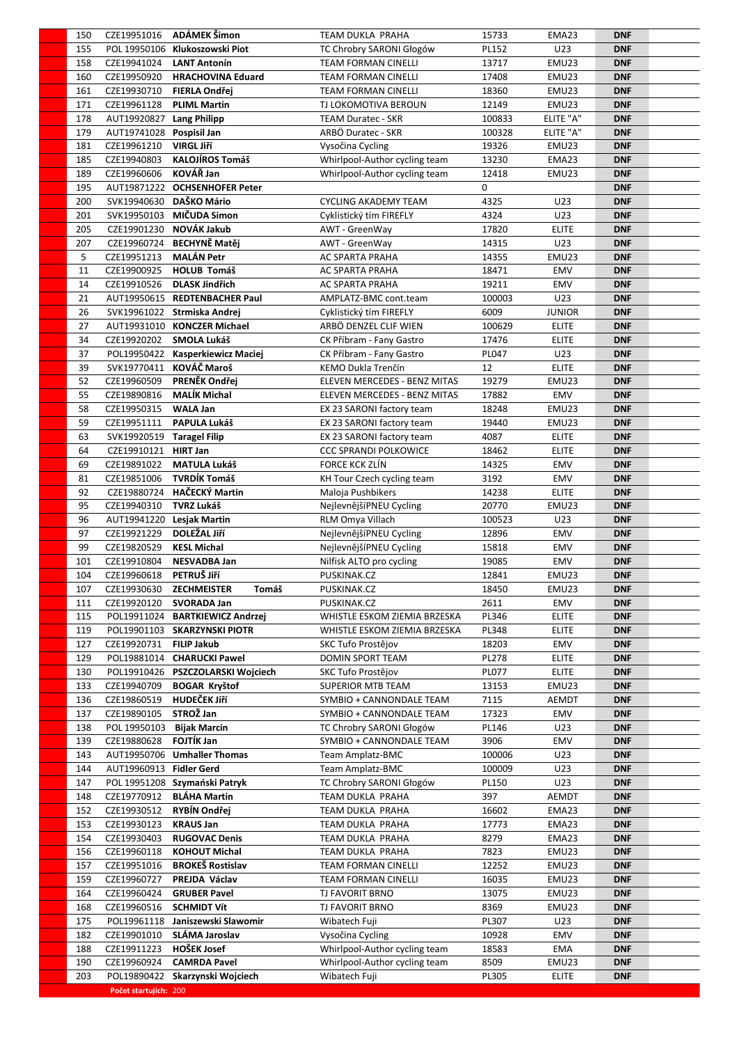| | | | | | | |
|---|---|---|---|---|---|---|
| 150 | CZE19951016 | **ADÁMEK Šimon** | TEAM DUKLA PRAHA | 15733 | EMA23 | **DNF** |
| 155 | POL 19950106 | **Klukoszowski Piot** | TC Chrobry SARONI Głogów | PL152 | U23 | **DNF** |
| 158 | CZE19941024 | **LANT Antonín** | TEAM FORMAN CINELLI | 13717 | EMU23 | **DNF** |
| 160 | CZE19950920 | **HRACHOVINA Eduard** | TEAM FORMAN CINELLI | 17408 | EMU23 | **DNF** |
| 161 | CZE19930710 | **FIERLA Ondřej** | TEAM FORMAN CINELLI | 18360 | EMU23 | **DNF** |
| 171 | CZE19961128 | **PLIML Martin** | TJ LOKOMOTIVA BEROUN | 12149 | EMU23 | **DNF** |
| 178 | AUT19920827 | **Lang Philipp** | TEAM Duratec - SKR | 100833 | ELITE "A" | **DNF** |
| 179 | AUT19741028 | **Pospisil Jan** | ARBÖ Duratec - SKR | 100328 | ELITE "A" | **DNF** |
| 181 | CZE19961210 | **VIRGL Jiří** | Vysočina Cycling | 19326 | EMU23 | **DNF** |
| 185 | CZE19940803 | **KALOJÍROS Tomáš** | Whirlpool-Author cycling team | 13230 | EMA23 | **DNF** |
| 189 | CZE19960606 | **KOVÁŘ Jan** | Whirlpool-Author cycling team | 12418 | EMU23 | **DNF** |
| 195 | AUT19871222 | **OCHSENHOFER Peter** | | 0 | | **DNF** |
| 200 | SVK19940630 | **DAŠKO Mário** | CYCLING AKADEMY TEAM | 4325 | U23 | **DNF** |
| 201 | SVK19950103 | **MIČUDA Simon** | Cyklistický tím FIREFLY | 4324 | U23 | **DNF** |
| 205 | CZE19901230 | **NOVÁK Jakub** | AWT - GreenWay | 17820 | ELITE | **DNF** |
| 207 | CZE19960724 | **BECHYNĚ Matěj** | AWT - GreenWay | 14315 | U23 | **DNF** |
| 5 | CZE19951213 | **MALÁN Petr** | AC SPARTA PRAHA | 14355 | EMU23 | **DNF** |
| 11 | CZE19900925 | **HOLUB Tomáš** | AC SPARTA PRAHA | 18471 | EMV | **DNF** |
| 14 | CZE19910526 | **DLASK Jindřich** | AC SPARTA PRAHA | 19211 | EMV | **DNF** |
| 21 | AUT19950615 | **REDTENBACHER Paul** | AMPLATZ-BMC cont.team | 100003 | U23 | **DNF** |
| 26 | SVK19961022 | **Strmiska Andrej** | Cyklistický tím FIREFLY | 6009 | JUNIOR | **DNF** |
| 27 | AUT19931010 | **KONCZER Michael** | ARBÖ DENZEL CLIF WIEN | 100629 | ELITE | **DNF** |
| 34 | CZE19920202 | **SMOLA Lukáš** | CK Příbram - Fany Gastro | 17476 | ELITE | **DNF** |
| 37 | POL19950422 | **Kasperkiewicz Maciej** | CK Příbram - Fany Gastro | PL047 | U23 | **DNF** |
| 39 | SVK19770411 | **KOVÁČ Maroš** | KEMO Dukla Trenčín | 12 | ELITE | **DNF** |
| 52 | CZE19960509 | **PRENĚK Ondřej** | ELEVEN MERCEDES - BENZ MITAS | 19279 | EMU23 | **DNF** |
| 55 | CZE19890816 | **MALÍK Michal** | ELEVEN MERCEDES - BENZ MITAS | 17882 | EMV | **DNF** |
| 58 | CZE19950315 | **WALA Jan** | EX 23 SARONI factory team | 18248 | EMU23 | **DNF** |
| 59 | CZE19951111 | **PAPULA Lukáš** | EX 23 SARONI factory team | 19440 | EMU23 | **DNF** |
| 63 | SVK19920519 | **Taragel Filip** | EX 23 SARONI factory team | 4087 | ELITE | **DNF** |
| 64 | CZE19910121 | **HIRT Jan** | CCC SPRANDI POLKOWICE | 18462 | ELITE | **DNF** |
| 69 | CZE19891022 | **MATULA Lukáš** | FORCE KCK ZLÍN | 14325 | EMV | **DNF** |
| 81 | CZE19851006 | **TVRDÍK Tomáš** | KH Tour Czech cycling team | 3192 | EMV | **DNF** |
| 92 | CZE19880724 | **HAČECKÝ Martin** | Maloja Pushbikers | 14238 | ELITE | **DNF** |
| 95 | CZE19940310 | **TVRZ Lukáš** | NejlevnějšíPNEU Cycling | 20770 | EMU23 | **DNF** |
| 96 | AUT19941220 | **Lesjak Martin** | RLM Omya Villach | 100523 | U23 | **DNF** |
| 97 | CZE19921229 | **DOLEŽAL Jiří** | NejlevnějšíPNEU Cycling | 12896 | EMV | **DNF** |
| 99 | CZE19820529 | **KESL Michal** | NejlevnějšíPNEU Cycling | 15818 | EMV | **DNF** |
| 101 | CZE19910804 | **NESVADBA Jan** | Nilfisk ALTO pro cycling | 19085 | EMV | **DNF** |
| 104 | CZE19960618 | **PETRUŠ Jiří** | PUSKINAK.CZ | 12841 | EMU23 | **DNF** |
| 107 | CZE19930630 | **ZECHMEISTER Tomáš** | PUSKINAK.CZ | 18450 | EMU23 | **DNF** |
| 111 | CZE19920120 | **SVORADA Jan** | PUSKINAK.CZ | 2611 | EMV | **DNF** |
| 115 | POL19911024 | **BARTKIEWICZ Andrzej** | WHISTLE ESKOM ZIEMIA BRZESKA | PL346 | ELITE | **DNF** |
| 119 | POL19901103 | **SKARZYNSKI PIOTR** | WHISTLE ESKOM ZIEMIA BRZESKA | PL348 | ELITE | **DNF** |
| 127 | CZE19920731 | **FILIP Jakub** | SKC Tufo Prostějov | 18203 | EMV | **DNF** |
| 129 | POL19881014 | **CHARUCKI Pawel** | DOMIN SPORT TEAM | PL278 | ELITE | **DNF** |
| 130 | POL19910426 | **PSZCZOLARSKI Wojciech** | SKC Tufo Prostějov | PL077 | ELITE | **DNF** |
| 133 | CZE19940709 | **BOGAR Kryštof** | SUPERIOR MTB TEAM | 13153 | EMU23 | **DNF** |
| 136 | CZE19860519 | **HUDEČEK Jiří** | SYMBIO + CANNONDALE TEAM | 7115 | AEMDT | **DNF** |
| 137 | CZE19890105 | **STROŽ Jan** | SYMBIO + CANNONDALE TEAM | 17323 | EMV | **DNF** |
| 138 | POL 19950103 | **Bijak Marcin** | TC Chrobry SARONI Głogów | PL146 | U23 | **DNF** |
| 139 | CZE19880628 | **FOJTÍK Jan** | SYMBIO + CANNONDALE TEAM | 3906 | EMV | **DNF** |
| 143 | AUT19950706 | **Umhaller Thomas** | Team Amplatz-BMC | 100006 | U23 | **DNF** |
| 144 | AUT19960913 | **Fidler Gerd** | Team Amplatz-BMC | 100009 | U23 | **DNF** |
| 147 | POL 19951208 | **Szymański Patryk** | TC Chrobry SARONI Głogów | PL150 | U23 | **DNF** |
| 148 | CZE19770912 | **BLÁHA Martin** | TEAM DUKLA PRAHA | 397 | AEMDT | **DNF** |
| 152 | CZE19930512 | **RYBÍN Ondřej** | TEAM DUKLA PRAHA | 16602 | EMA23 | **DNF** |
| 153 | CZE19930123 | **KRAUS Jan** | TEAM DUKLA PRAHA | 17773 | EMA23 | **DNF** |
| 154 | CZE19930403 | **RUGOVAC Denis** | TEAM DUKLA PRAHA | 8279 | EMA23 | **DNF** |
| 156 | CZE19960118 | **KOHOUT Michal** | TEAM DUKLA PRAHA | 7823 | EMU23 | **DNF** |
| 157 | CZE19951016 | **BROKEŠ Rostislav** | TEAM FORMAN CINELLI | 12252 | EMU23 | **DNF** |
| 159 | CZE19960727 | **PREJDA Václav** | TEAM FORMAN CINELLI | 16035 | EMU23 | **DNF** |
| 164 | CZE19960424 | **GRUBER Pavel** | TJ FAVORIT BRNO | 13075 | EMU23 | **DNF** |
| 168 | CZE19960516 | **SCHMIDT Vít** | TJ FAVORIT BRNO | 8369 | EMU23 | **DNF** |
| 175 | POL19961118 | **Janiszewski Slawomir** | Wibatech Fuji | PL307 | U23 | **DNF** |
| 182 | CZE19901010 | **SLÁMA Jaroslav** | Vysočina Cycling | 10928 | EMV | **DNF** |
| 188 | CZE19911223 | **HOŠEK Josef** | Whirlpool-Author cycling team | 18583 | EMA | **DNF** |
| 190 | CZE19960924 | **CAMRDA Pavel** | Whirlpool-Author cycling team | 8509 | EMU23 | **DNF** |
| 203 | POL19890422 | **Skarzynski Wojciech** | Wibatech Fuji | PL305 | ELITE | **DNF** |

**Počet startujích: 200**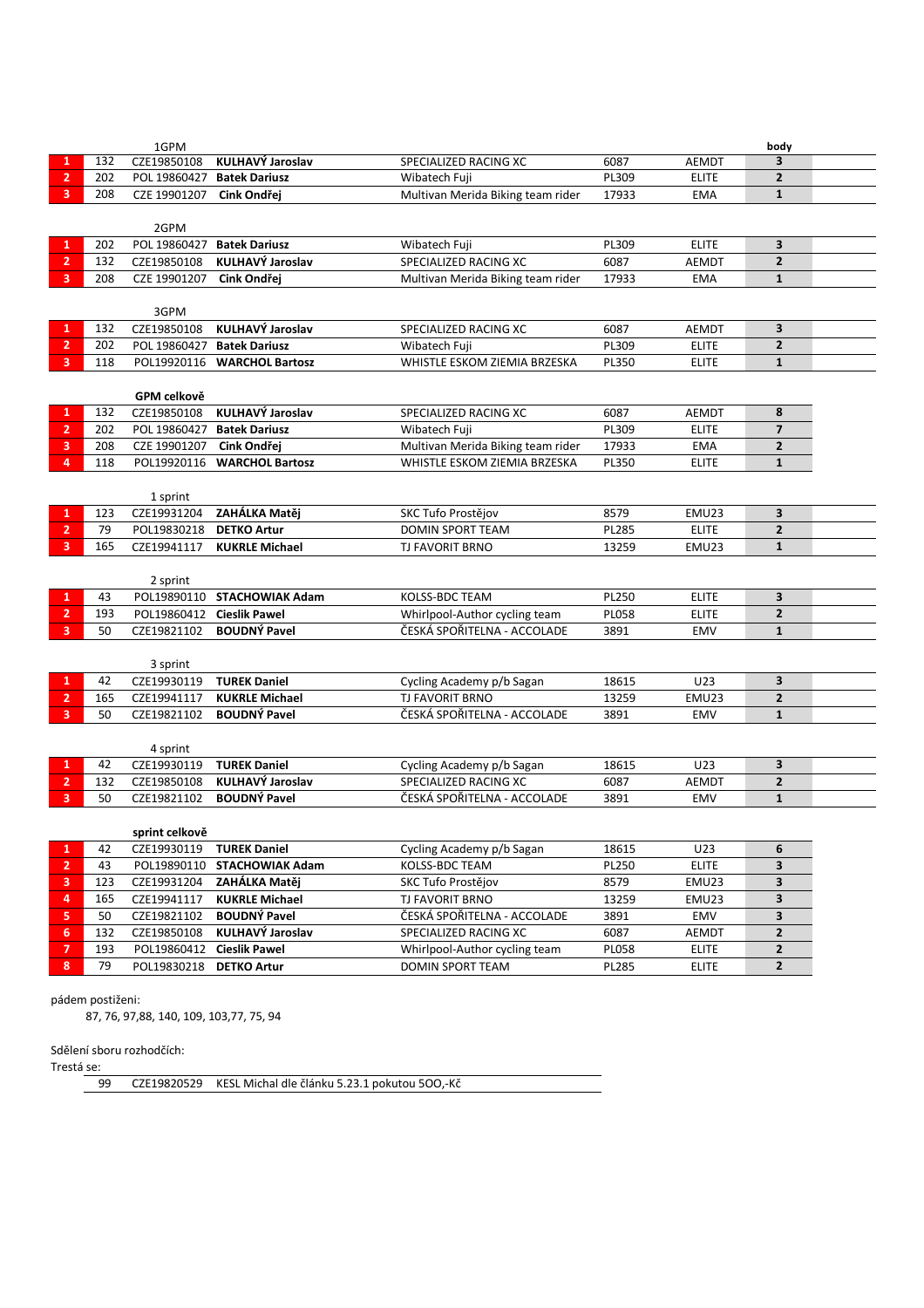| | | | | | | | body |
|---|---|---|---|---|---|---|---|
| | | 1GPM | | | | | |
| 1 | 132 | CZE19850108 | **KULHAVÝ Jaroslav** | SPECIALIZED RACING XC | 6087 | AEMDT | **3** |
| 2 | 202 | POL 19860427 | **Batek Dariusz** | Wibatech Fuji | PL309 | ELITE | **2** |
| 3 | 208 | CZE 19901207 | **Cink Ondřej** | Multivan Merida Biking team rider | 17933 | EMA | **1** |
| | | 2GPM | | | | | |
| 1 | 202 | POL 19860427 | **Batek Dariusz** | Wibatech Fuji | PL309 | ELITE | **3** |
| 2 | 132 | CZE19850108 | **KULHAVÝ Jaroslav** | SPECIALIZED RACING XC | 6087 | AEMDT | **2** |
| 3 | 208 | CZE 19901207 | **Cink Ondřej** | Multivan Merida Biking team rider | 17933 | EMA | **1** |
| | | 3GPM | | | | | |
| 1 | 132 | CZE19850108 | **KULHAVÝ Jaroslav** | SPECIALIZED RACING XC | 6087 | AEMDT | **3** |
| 2 | 202 | POL 19860427 | **Batek Dariusz** | Wibatech Fuji | PL309 | ELITE | **2** |
| 3 | 118 | POL19920116 | **WARCHOL Bartosz** | WHISTLE ESKOM ZIEMIA BRZESKA | PL350 | ELITE | **1** |
| | | **GPM celkově** | | | | | |
| 1 | 132 | CZE19850108 | **KULHAVÝ Jaroslav** | SPECIALIZED RACING XC | 6087 | AEMDT | **8** |
| 2 | 202 | POL 19860427 | **Batek Dariusz** | Wibatech Fuji | PL309 | ELITE | **7** |
| 3 | 208 | CZE 19901207 | **Cink Ondřej** | Multivan Merida Biking team rider | 17933 | EMA | **2** |
| 4 | 118 | POL19920116 | **WARCHOL Bartosz** | WHISTLE ESKOM ZIEMIA BRZESKA | PL350 | ELITE | **1** |
| | | 1 sprint | | | | | |
| 1 | 123 | CZE19931204 | **ZAHÁLKA Matěj** | SKC Tufo Prostějov | 8579 | EMU23 | **3** |
| 2 | 79 | POL19830218 | **DETKO Artur** | DOMIN SPORT TEAM | PL285 | ELITE | **2** |
| 3 | 165 | CZE19941117 | **KUKRLE Michael** | TJ FAVORIT BRNO | 13259 | EMU23 | **1** |
| | | 2 sprint | | | | | |
| 1 | 43 | POL19890110 | **STACHOWIAK Adam** | KOLSS-BDC TEAM | PL250 | ELITE | **3** |
| 2 | 193 | POL19860412 | **Cieslik Pawel** | Whirlpool-Author cycling team | PL058 | ELITE | **2** |
| 3 | 50 | CZE19821102 | **BOUDNÝ Pavel** | ČESKÁ SPOŘITELNA - ACCOLADE | 3891 | EMV | **1** |
| | | 3 sprint | | | | | |
| 1 | 42 | CZE19930119 | **TUREK Daniel** | Cycling Academy p/b Sagan | 18615 | U23 | **3** |
| 2 | 165 | CZE19941117 | **KUKRLE Michael** | TJ FAVORIT BRNO | 13259 | EMU23 | **2** |
| 3 | 50 | CZE19821102 | **BOUDNÝ Pavel** | ČESKÁ SPOŘITELNA - ACCOLADE | 3891 | EMV | **1** |
| | | 4 sprint | | | | | |
| 1 | 42 | CZE19930119 | **TUREK Daniel** | Cycling Academy p/b Sagan | 18615 | U23 | **3** |
| 2 | 132 | CZE19850108 | **KULHAVÝ Jaroslav** | SPECIALIZED RACING XC | 6087 | AEMDT | **2** |
| 3 | 50 | CZE19821102 | **BOUDNÝ Pavel** | ČESKÁ SPOŘITELNA - ACCOLADE | 3891 | EMV | **1** |
| | | **sprint celkově** | | | | | |
| 1 | 42 | CZE19930119 | **TUREK Daniel** | Cycling Academy p/b Sagan | 18615 | U23 | **6** |
| 2 | 43 | POL19890110 | **STACHOWIAK Adam** | KOLSS-BDC TEAM | PL250 | ELITE | **3** |
| 3 | 123 | CZE19931204 | **ZAHÁLKA Matěj** | SKC Tufo Prostějov | 8579 | EMU23 | **3** |
| 4 | 165 | CZE19941117 | **KUKRLE Michael** | TJ FAVORIT BRNO | 13259 | EMU23 | **3** |
| 5 | 50 | CZE19821102 | **BOUDNÝ Pavel** | ČESKÁ SPOŘITELNA - ACCOLADE | 3891 | EMV | **3** |
| 6 | 132 | CZE19850108 | **KULHAVÝ Jaroslav** | SPECIALIZED RACING XC | 6087 | AEMDT | **2** |
| 7 | 193 | POL19860412 | **Cieslik Pawel** | Whirlpool-Author cycling team | PL058 | ELITE | **2** |
| 8 | 79 | POL19830218 | **DETKO Artur** | DOMIN SPORT TEAM | PL285 | ELITE | **2** |

pádem postiženi:

87, 76, 97,88, 140, 109, 103,77, 75, 94

Sdělení sboru rozhodčích:

Trestá se:

| | | |
|---|---|---|
| 99 | CZE19820529 | KESL Michal dle článku 5.23.1 pokutou 5OO,-Kč |